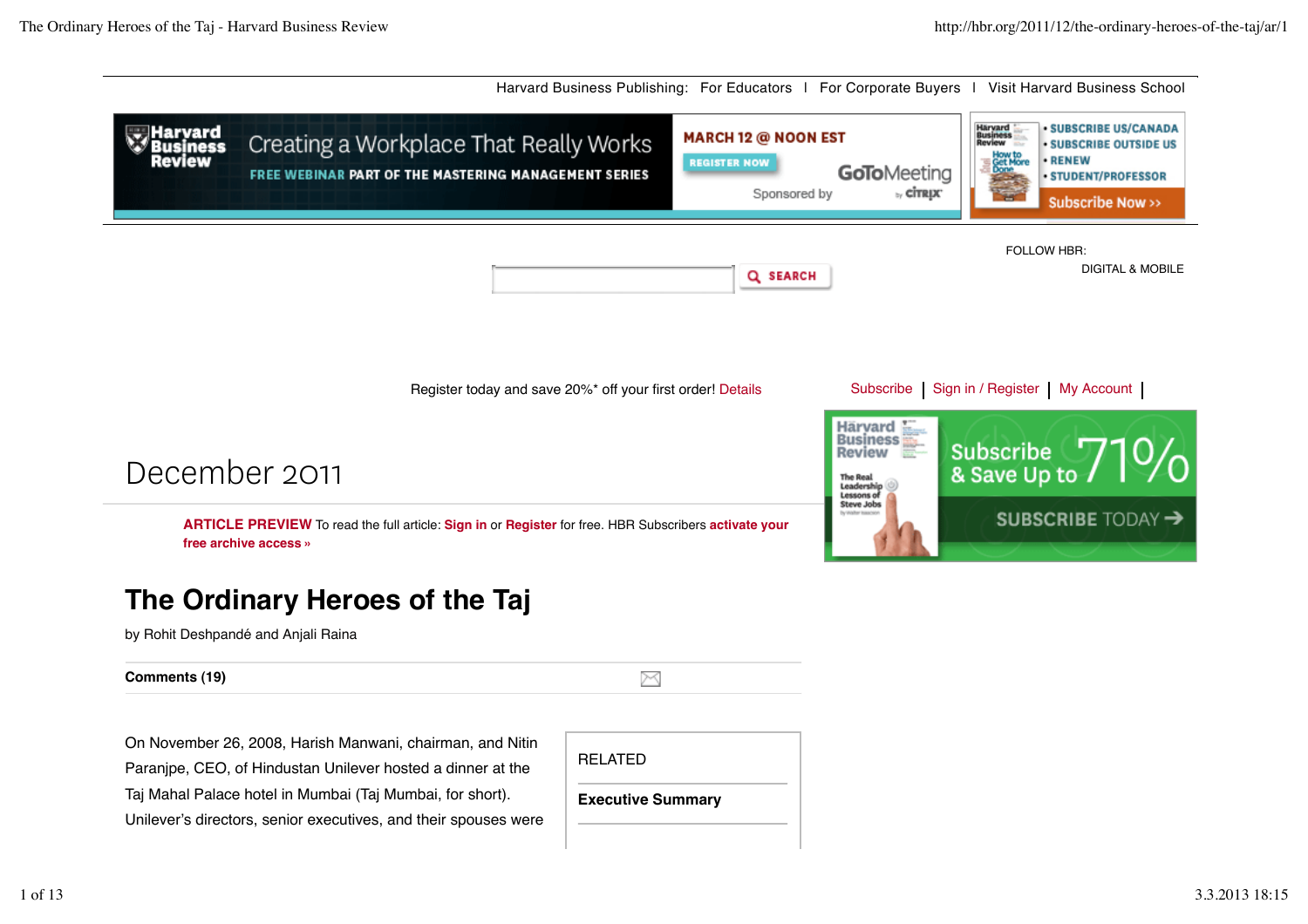Harvard Business Publishing: For Educators | For Corporate Buyers | Visit Harvard Business School

Creating a Workplace That Really Works

FREE WEBINAR PART OF THE MASTERING MANAGEMENT SERIES

MARCH 12 @ NOON EST

REGISTER NOW

Sponsored by GoToMeeting by citrix

- SUBSCRIBE US/CANADA
- SUBSCRIBE OUTSIDE US
- RENEW
- STUDENT/PROFESSOR

Subscribe Now >>

SEARCH

FOLLOW HBR:

DIGITAL & MOBILE

Register today and save 20%* off your first order! Details

Subscribe | Sign in / Register | My Account |

Subscribe & Save Up to 71%

SUBSCRIBE TODAY →

December 2011

**ARTICLE PREVIEW** To read the full article: **Sign in** or **Register** for free. HBR Subscribers **activate your free archive access »**

# The Ordinary Heroes of the Taj

by Rohit Deshpandé and Anjali Raina

**Comments (19)**

RELATED

**Executive Summary**

On November 26, 2008, Harish Manwani, chairman, and Nitin Paranjpe, CEO, of Hindustan Unilever hosted a dinner at the Taj Mahal Palace hotel in Mumbai (Taj Mumbai, for short). Unilever's directors, senior executives, and their spouses were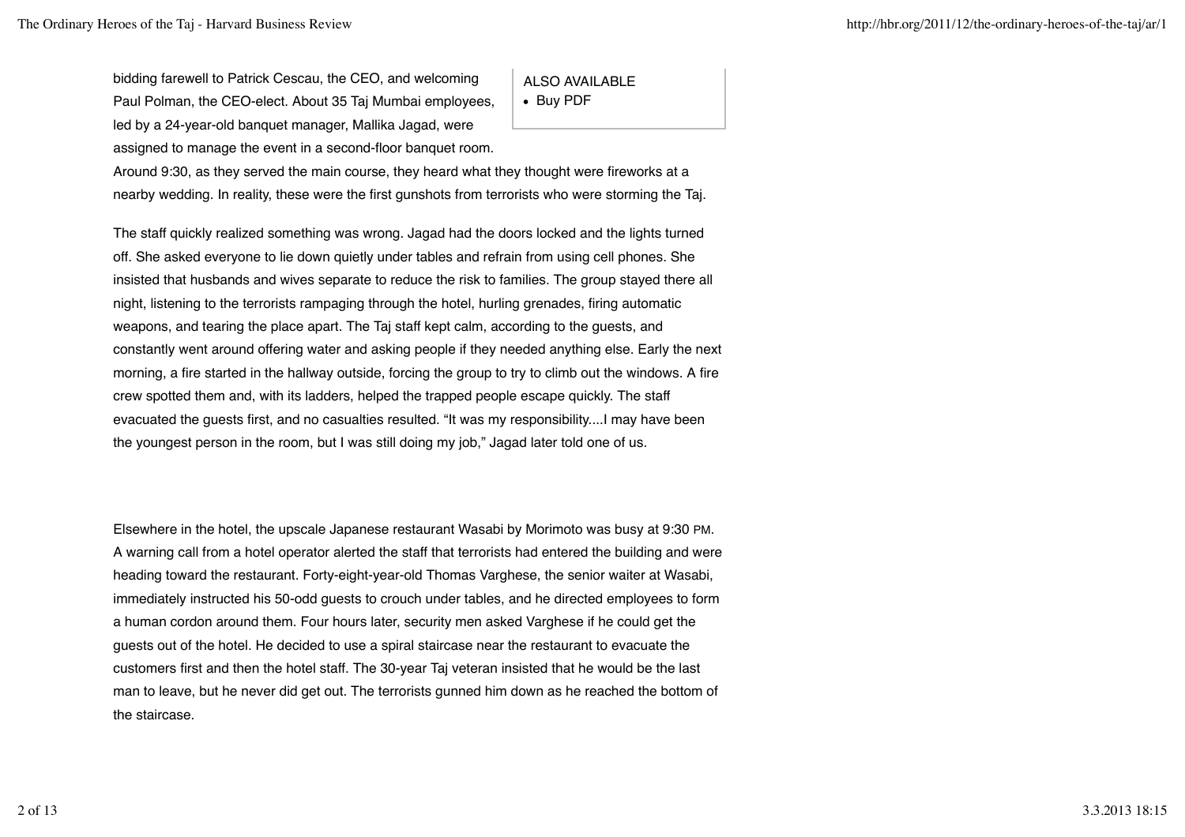bidding farewell to Patrick Cescau, the CEO, and welcoming Paul Polman, the CEO-elect. About 35 Taj Mumbai employees, led by a 24-year-old banquet manager, Mallika Jagad, were assigned to manage the event in a second-floor banquet room. Around 9:30, as they served the main course, they heard what they thought were fireworks at a nearby wedding. In reality, these were the first gunshots from terrorists who were storming the Taj.

ALSO AVAILABLE

- Buy PDF

The staff quickly realized something was wrong. Jagad had the doors locked and the lights turned off. She asked everyone to lie down quietly under tables and refrain from using cell phones. She insisted that husbands and wives separate to reduce the risk to families. The group stayed there all night, listening to the terrorists rampaging through the hotel, hurling grenades, firing automatic weapons, and tearing the place apart. The Taj staff kept calm, according to the guests, and constantly went around offering water and asking people if they needed anything else. Early the next morning, a fire started in the hallway outside, forcing the group to try to climb out the windows. A fire crew spotted them and, with its ladders, helped the trapped people escape quickly. The staff evacuated the guests first, and no casualties resulted. “It was my responsibility....I may have been the youngest person in the room, but I was still doing my job,” Jagad later told one of us.

Elsewhere in the hotel, the upscale Japanese restaurant Wasabi by Morimoto was busy at 9:30 PM. A warning call from a hotel operator alerted the staff that terrorists had entered the building and were heading toward the restaurant. Forty-eight-year-old Thomas Varghese, the senior waiter at Wasabi, immediately instructed his 50-odd guests to crouch under tables, and he directed employees to form a human cordon around them. Four hours later, security men asked Varghese if he could get the guests out of the hotel. He decided to use a spiral staircase near the restaurant to evacuate the customers first and then the hotel staff. The 30-year Taj veteran insisted that he would be the last man to leave, but he never did get out. The terrorists gunned him down as he reached the bottom of the staircase.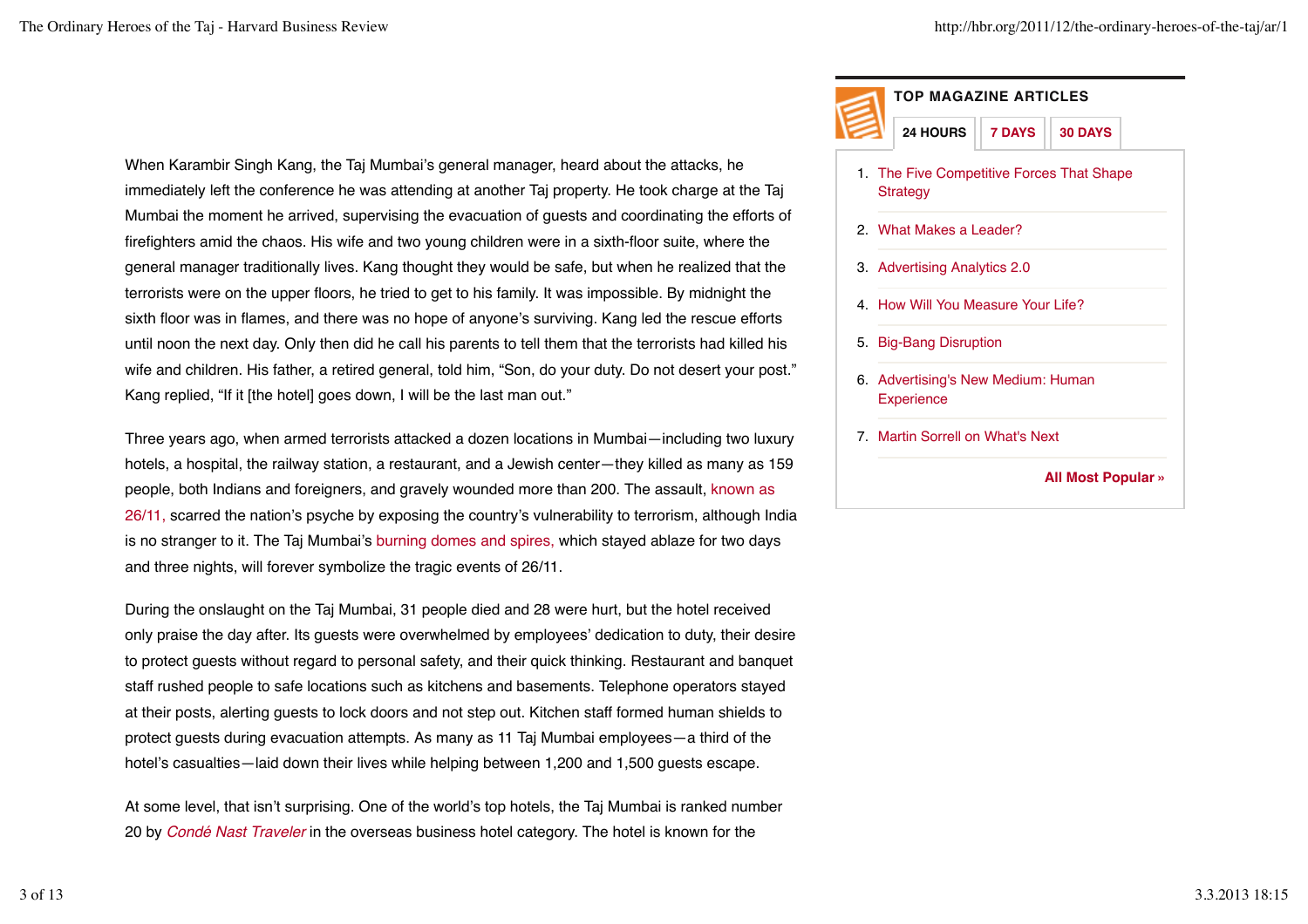When Karambir Singh Kang, the Taj Mumbai's general manager, heard about the attacks, he immediately left the conference he was attending at another Taj property. He took charge at the Taj Mumbai the moment he arrived, supervising the evacuation of guests and coordinating the efforts of firefighters amid the chaos. His wife and two young children were in a sixth-floor suite, where the general manager traditionally lives. Kang thought they would be safe, but when he realized that the terrorists were on the upper floors, he tried to get to his family. It was impossible. By midnight the sixth floor was in flames, and there was no hope of anyone's surviving. Kang led the rescue efforts until noon the next day. Only then did he call his parents to tell them that the terrorists had killed his wife and children. His father, a retired general, told him, "Son, do your duty. Do not desert your post." Kang replied, "If it [the hotel] goes down, I will be the last man out."

Three years ago, when armed terrorists attacked a dozen locations in Mumbai—including two luxury hotels, a hospital, the railway station, a restaurant, and a Jewish center—they killed as many as 159 people, both Indians and foreigners, and gravely wounded more than 200. The assault, known as 26/11, scarred the nation's psyche by exposing the country's vulnerability to terrorism, although India is no stranger to it. The Taj Mumbai's burning domes and spires, which stayed ablaze for two days and three nights, will forever symbolize the tragic events of 26/11.

During the onslaught on the Taj Mumbai, 31 people died and 28 were hurt, but the hotel received only praise the day after. Its guests were overwhelmed by employees' dedication to duty, their desire to protect guests without regard to personal safety, and their quick thinking. Restaurant and banquet staff rushed people to safe locations such as kitchens and basements. Telephone operators stayed at their posts, alerting guests to lock doors and not step out. Kitchen staff formed human shields to protect guests during evacuation attempts. As many as 11 Taj Mumbai employees—a third of the hotel's casualties—laid down their lives while helping between 1,200 and 1,500 guests escape.

At some level, that isn't surprising. One of the world's top hotels, the Taj Mumbai is ranked number 20 by *Condé Nast Traveler* in the overseas business hotel category. The hotel is known for the

**TOP MAGAZINE ARTICLES**

24 HOURS | 7 DAYS | 30 DAYS

1. The Five Competitive Forces That Shape Strategy
2. What Makes a Leader?
3. Advertising Analytics 2.0
4. How Will You Measure Your Life?
5. Big-Bang Disruption
6. Advertising's New Medium: Human Experience
7. Martin Sorrell on What's Next

**All Most Popular »**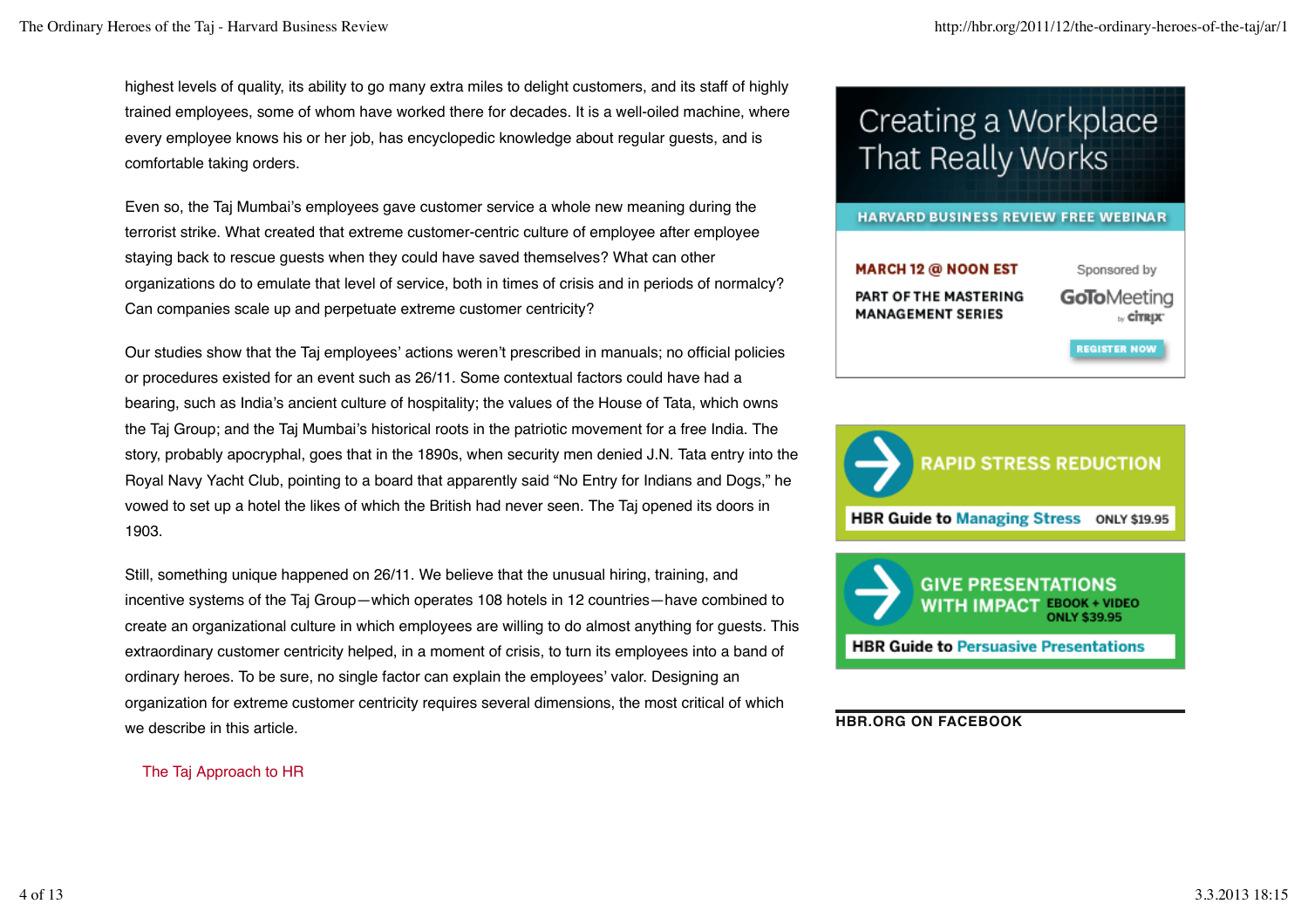highest levels of quality, its ability to go many extra miles to delight customers, and its staff of highly trained employees, some of whom have worked there for decades. It is a well-oiled machine, where every employee knows his or her job, has encyclopedic knowledge about regular guests, and is comfortable taking orders.

Even so, the Taj Mumbai's employees gave customer service a whole new meaning during the terrorist strike. What created that extreme customer-centric culture of employee after employee staying back to rescue guests when they could have saved themselves? What can other organizations do to emulate that level of service, both in times of crisis and in periods of normalcy? Can companies scale up and perpetuate extreme customer centricity?

Our studies show that the Taj employees' actions weren't prescribed in manuals; no official policies or procedures existed for an event such as 26/11. Some contextual factors could have had a bearing, such as India's ancient culture of hospitality; the values of the House of Tata, which owns the Taj Group; and the Taj Mumbai's historical roots in the patriotic movement for a free India. The story, probably apocryphal, goes that in the 1890s, when security men denied J.N. Tata entry into the Royal Navy Yacht Club, pointing to a board that apparently said "No Entry for Indians and Dogs," he vowed to set up a hotel the likes of which the British had never seen. The Taj opened its doors in 1903.

Still, something unique happened on 26/11. We believe that the unusual hiring, training, and incentive systems of the Taj Group—which operates 108 hotels in 12 countries—have combined to create an organizational culture in which employees are willing to do almost anything for guests. This extraordinary customer centricity helped, in a moment of crisis, to turn its employees into a band of ordinary heroes. To be sure, no single factor can explain the employees' valor. Designing an organization for extreme customer centricity requires several dimensions, the most critical of which we describe in this article.

## The Taj Approach to HR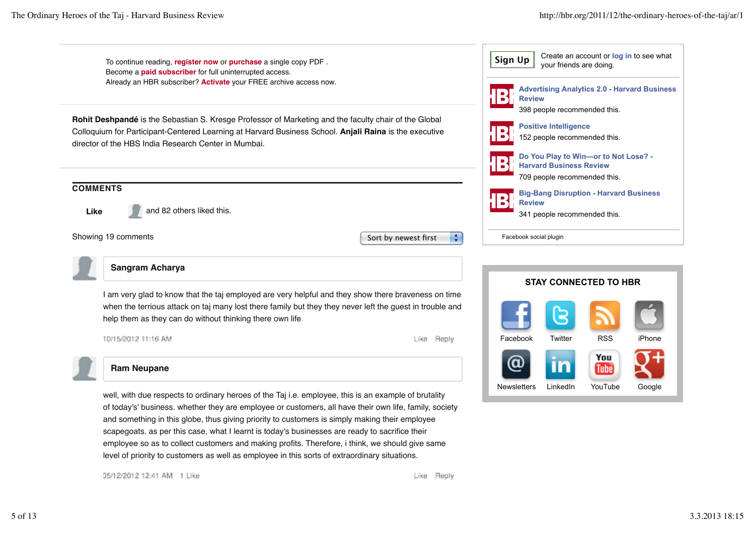To continue reading, **register now** or **purchase** a single copy PDF .
Become a **paid subscriber** for full uninterrupted access.
Already an HBR subscriber? **Activate** your FREE archive access now.

**Rohit Deshpandé** is the Sebastian S. Kresge Professor of Marketing and the faculty chair of the Global Colloquium for Participant-Centered Learning at Harvard Business School. **Anjali Raina** is the executive director of the HBS India Research Center in Mumbai.

## COMMENTS

**Like** and 82 others liked this.

Showing 19 comments

Sort by newest first

**Sangram Acharya**

I am very glad to know that the taj employed are very helpful and they show there braveness on time when the terrious attack on taj many lost there family but they they never left the guest in trouble and help them as they can do without thinking there own life

10/15/2012 11:16 AM Like Reply

**Ram Neupane**

well, with due respects to ordinary heroes of the Taj i.e. employee, this is an example of brutality of today's' business. whether they are employee or customers, all have their own life, family, society and something in this globe, thus giving priority to customers is simply making their employee scapegoats. as per this case, what I learnt is today's businesses are ready to sacrifice their employee so as to collect customers and making profits. Therefore, i think, we should give same level of priority to customers as well as employee in this sorts of extraordinary situations.

05/12/2012 12:41 AM 1 Like Like Reply

**Sign Up** Create an account or **log in** to see what your friends are doing.

**Advertising Analytics 2.0 - Harvard Business Review**
398 people recommended this.

**Positive Intelligence**
152 people recommended this.

**Do You Play to Win—or to Not Lose? - Harvard Business Review**
709 people recommended this.

**Big-Bang Disruption - Harvard Business Review**
341 people recommended this.

Facebook social plugin

## STAY CONNECTED TO HBR

Facebook Twitter RSS iPhone
Newsletters LinkedIn YouTube Google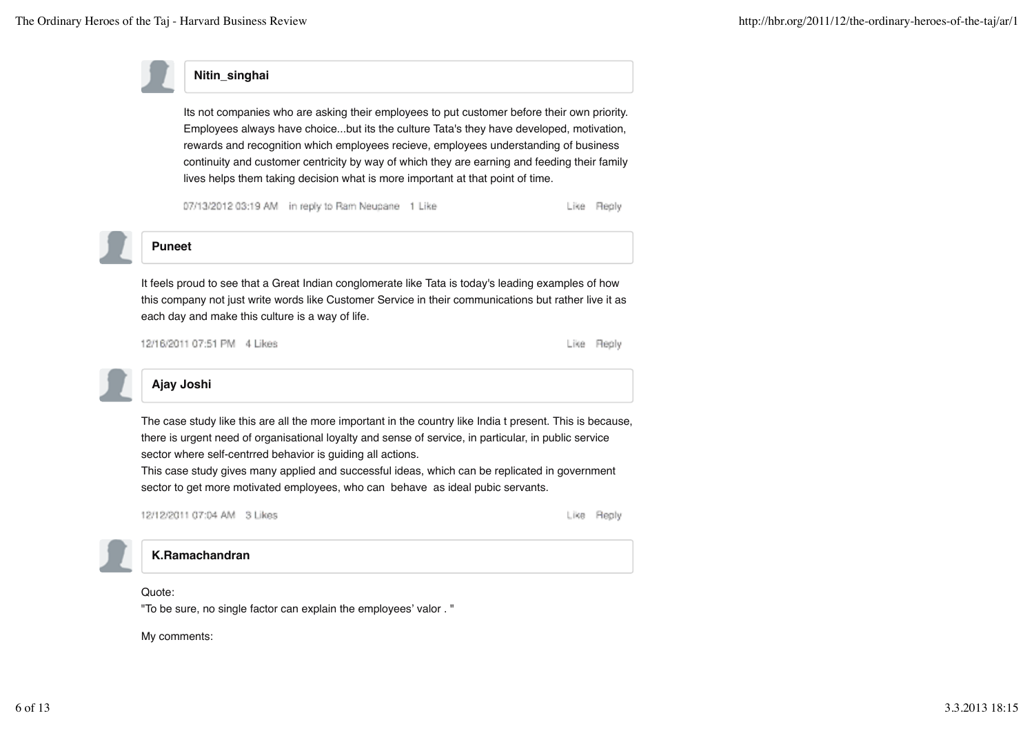**Nitin_singhai**

Its not companies who are asking their employees to put customer before their own priority. Employees always have choice...but its the culture Tata's they have developed, motivation, rewards and recognition which employees recieve, employees understanding of business continuity and customer centricity by way of which they are earning and feeding their family lives helps them taking decision what is more important at that point of time.

07/13/2012 03:19 AM in reply to Ram Neupane 1 Like

Like Reply

**Puneet**

It feels proud to see that a Great Indian conglomerate like Tata is today's leading examples of how this company not just write words like Customer Service in their communications but rather live it as each day and make this culture is a way of life.

12/16/2011 07:51 PM 4 Likes

Like Reply

**Ajay Joshi**

The case study like this are all the more important in the country like India t present. This is because, there is urgent need of organisational loyalty and sense of service, in particular, in public service sector where self-centrred behavior is guiding all actions.
This case study gives many applied and successful ideas, which can be replicated in government sector to get more motivated employees, who can behave as ideal pubic servants.

12/12/2011 07:04 AM 3 Likes

Like Reply

**K.Ramachandran**

Quote:
"To be sure, no single factor can explain the employees' valor . "

My comments: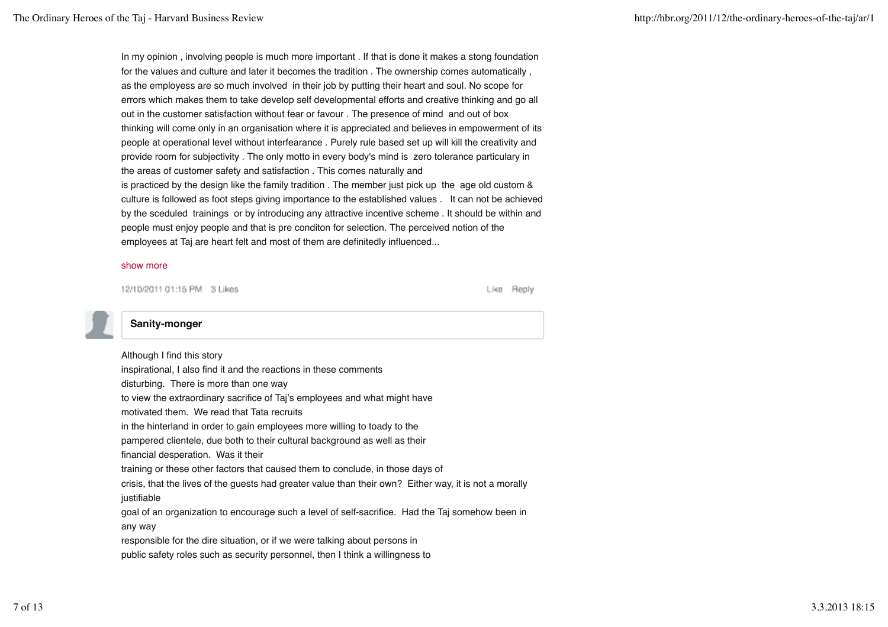In my opinion , involving people is much more important . If that is done it makes a stong foundation for the values and culture and later it becomes the tradition . The ownership comes automatically , as the employess are so much involved in their job by putting their heart and soul. No scope for errors which makes them to take develop self developmental efforts and creative thinking and go all out in the customer satisfaction without fear or favour . The presence of mind and out of box thinking will come only in an organisation where it is appreciated and believes in empowerment of its people at operational level without interfearance . Purely rule based set up will kill the creativity and provide room for subjectivity . The only motto in every body's mind is zero tolerance particulary in the areas of customer safety and satisfaction . This comes naturally and is practiced by the design like the family tradition . The member just pick up the age old custom & culture is followed as foot steps giving importance to the established values . It can not be achieved by the sceduled trainings or by introducing any attractive incentive scheme . It should be within and people must enjoy people and that is pre conditon for selection. The perceived notion of the employees at Taj are heart felt and most of them are definitedly influenced...

show more

12/10/2011 01:15 PM 3 Likes

Like Reply

**Sanity-monger**

Although I find this story inspirational, I also find it and the reactions in these comments disturbing. There is more than one way to view the extraordinary sacrifice of Taj's employees and what might have motivated them. We read that Tata recruits in the hinterland in order to gain employees more willing to toady to the pampered clientele, due both to their cultural background as well as their financial desperation. Was it their training or these other factors that caused them to conclude, in those days of crisis, that the lives of the guests had greater value than their own? Either way, it is not a morally justifiable goal of an organization to encourage such a level of self-sacrifice. Had the Taj somehow been in any way responsible for the dire situation, or if we were talking about persons in public safety roles such as security personnel, then I think a willingness to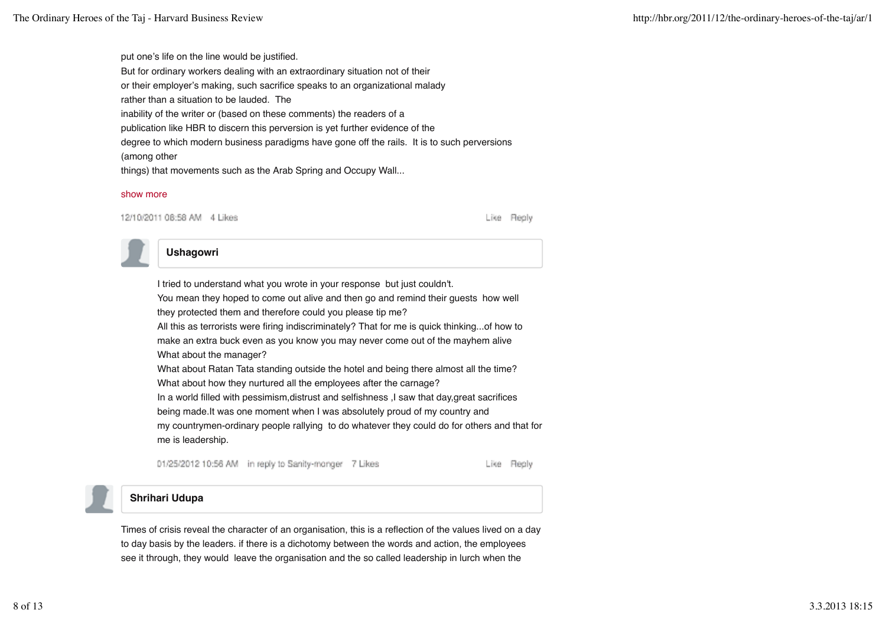put one's life on the line would be justified.
But for ordinary workers dealing with an extraordinary situation not of their
or their employer's making, such sacrifice speaks to an organizational malady
rather than a situation to be lauded. The
inability of the writer or (based on these comments) the readers of a
publication like HBR to discern this perversion is yet further evidence of the
degree to which modern business paradigms have gone off the rails. It is to such perversions
(among other
things) that movements such as the Arab Spring and Occupy Wall...

show more

12/10/2011 08:58 AM 4 Likes

Like Reply

**Ushagowri**

I tried to understand what you wrote in your response but just couldn't.
You mean they hoped to come out alive and then go and remind their guests how well
they protected them and therefore could you please tip me?
All this as terrorists were firing indiscriminately? That for me is quick thinking...of how to
make an extra buck even as you know you may never come out of the mayhem alive
What about the manager?
What about Ratan Tata standing outside the hotel and being there almost all the time?
What about how they nurtured all the employees after the carnage?
In a world filled with pessimism,distrust and selfishness ,I saw that day,great sacrifices
being made.It was one moment when I was absolutely proud of my country and
my countrymen-ordinary people rallying to do whatever they could do for others and that for
me is leadership.

01/25/2012 10:56 AM in reply to Sanity-monger 7 Likes

Like Reply

**Shrihari Udupa**

Times of crisis reveal the character of an organisation, this is a reflection of the values lived on a day
to day basis by the leaders. if there is a dichotomy between the words and action, the employees
see it through, they would leave the organisation and the so called leadership in lurch when the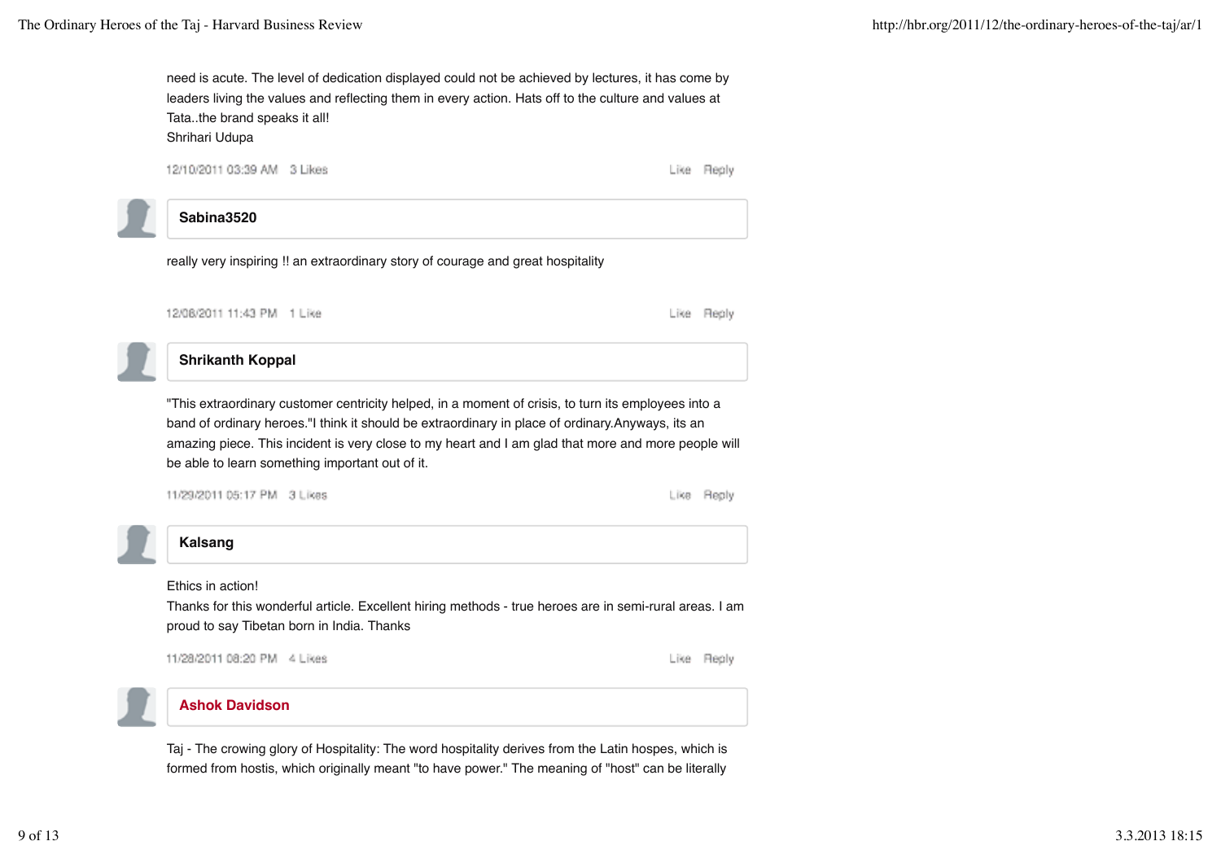need is acute. The level of dedication displayed could not be achieved by lectures, it has come by leaders living the values and reflecting them in every action. Hats off to the culture and values at Tata..the brand speaks it all!
Shrihari Udupa

12/10/2011 03:39 AM 3 Likes Like Reply

**Sabina3520**

really very inspiring !! an extraordinary story of courage and great hospitality

12/08/2011 11:43 PM 1 Like Like Reply

**Shrikanth Koppal**

"This extraordinary customer centricity helped, in a moment of crisis, to turn its employees into a band of ordinary heroes."I think it should be extraordinary in place of ordinary.Anyways, its an amazing piece. This incident is very close to my heart and I am glad that more and more people will be able to learn something important out of it.

11/29/2011 05:17 PM 3 Likes Like Reply

**Kalsang**

Ethics in action!
Thanks for this wonderful article. Excellent hiring methods - true heroes are in semi-rural areas. I am proud to say Tibetan born in India. Thanks

11/28/2011 08:20 PM 4 Likes Like Reply

**Ashok Davidson**

Taj - The crowing glory of Hospitality: The word hospitality derives from the Latin hospes, which is formed from hostis, which originally meant "to have power." The meaning of "host" can be literally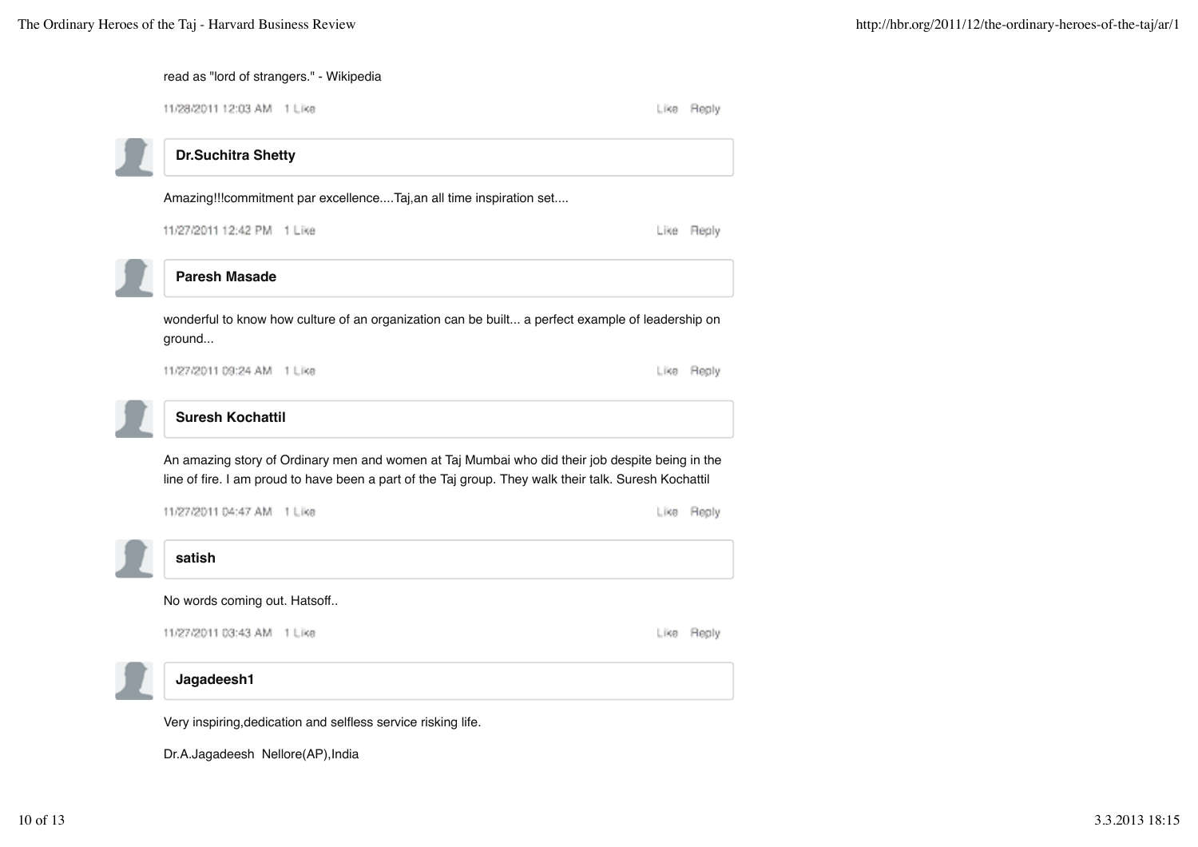read as "lord of strangers." - Wikipedia

11/28/2011 12:03 AM 1 Like Like Reply

**Dr.Suchitra Shetty**

Amazing!!!commitment par excellence....Taj,an all time inspiration set....

11/27/2011 12:42 PM 1 Like Like Reply

**Paresh Masade**

wonderful to know how culture of an organization can be built... a perfect example of leadership on ground...

11/27/2011 09:24 AM 1 Like Like Reply

**Suresh Kochattil**

An amazing story of Ordinary men and women at Taj Mumbai who did their job despite being in the line of fire. I am proud to have been a part of the Taj group. They walk their talk. Suresh Kochattil

11/27/2011 04:47 AM 1 Like Like Reply

**satish**

No words coming out. Hatsoff..

11/27/2011 03:43 AM 1 Like Like Reply

**Jagadeesh1**

Very inspiring,dedication and selfless service risking life.

Dr.A.Jagadeesh Nellore(AP),India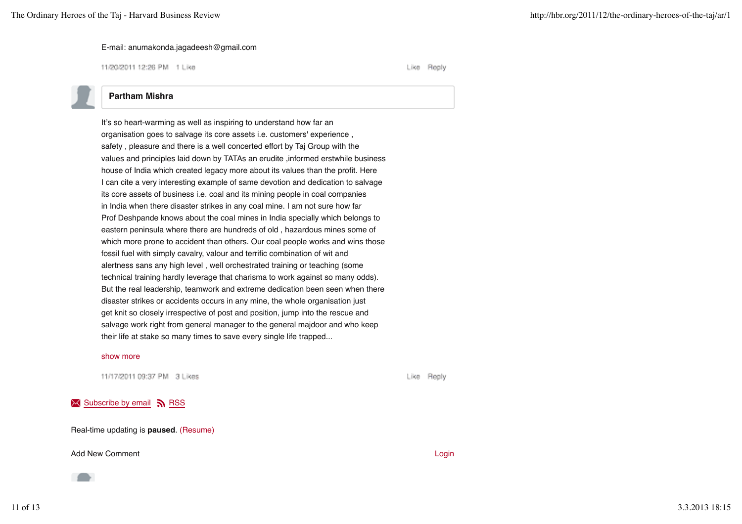E-mail: anumakonda.jagadeesh@gmail.com

11/20/2011 12:26 PM 1 Like Like Reply

**Partham Mishra**

It's so heart-warming as well as inspiring to understand how far an organisation goes to salvage its core assets i.e. customers' experience , safety , pleasure and there is a well concerted effort by Taj Group with the values and principles laid down by TATAs an erudite ,informed erstwhile business house of India which created legacy more about its values than the profit. Here I can cite a very interesting example of same devotion and dedication to salvage its core assets of business i.e. coal and its mining people in coal companies in India when there disaster strikes in any coal mine. I am not sure how far Prof Deshpande knows about the coal mines in India specially which belongs to eastern peninsula where there are hundreds of old , hazardous mines some of which more prone to accident than others. Our coal people works and wins those fossil fuel with simply cavalry, valour and terrific combination of wit and alertness sans any high level , well orchestrated training or teaching (some technical training hardly leverage that charisma to work against so many odds). But the real leadership, teamwork and extreme dedication been seen when there disaster strikes or accidents occurs in any mine, the whole organisation just get knit so closely irrespective of post and position, jump into the rescue and salvage work right from general manager to the general majdoor and who keep their life at stake so many times to save every single life trapped...

show more

11/17/2011 09:37 PM 3 Likes Like Reply

Subscribe by email RSS

Real-time updating is **paused**. (Resume)

Add New Comment Login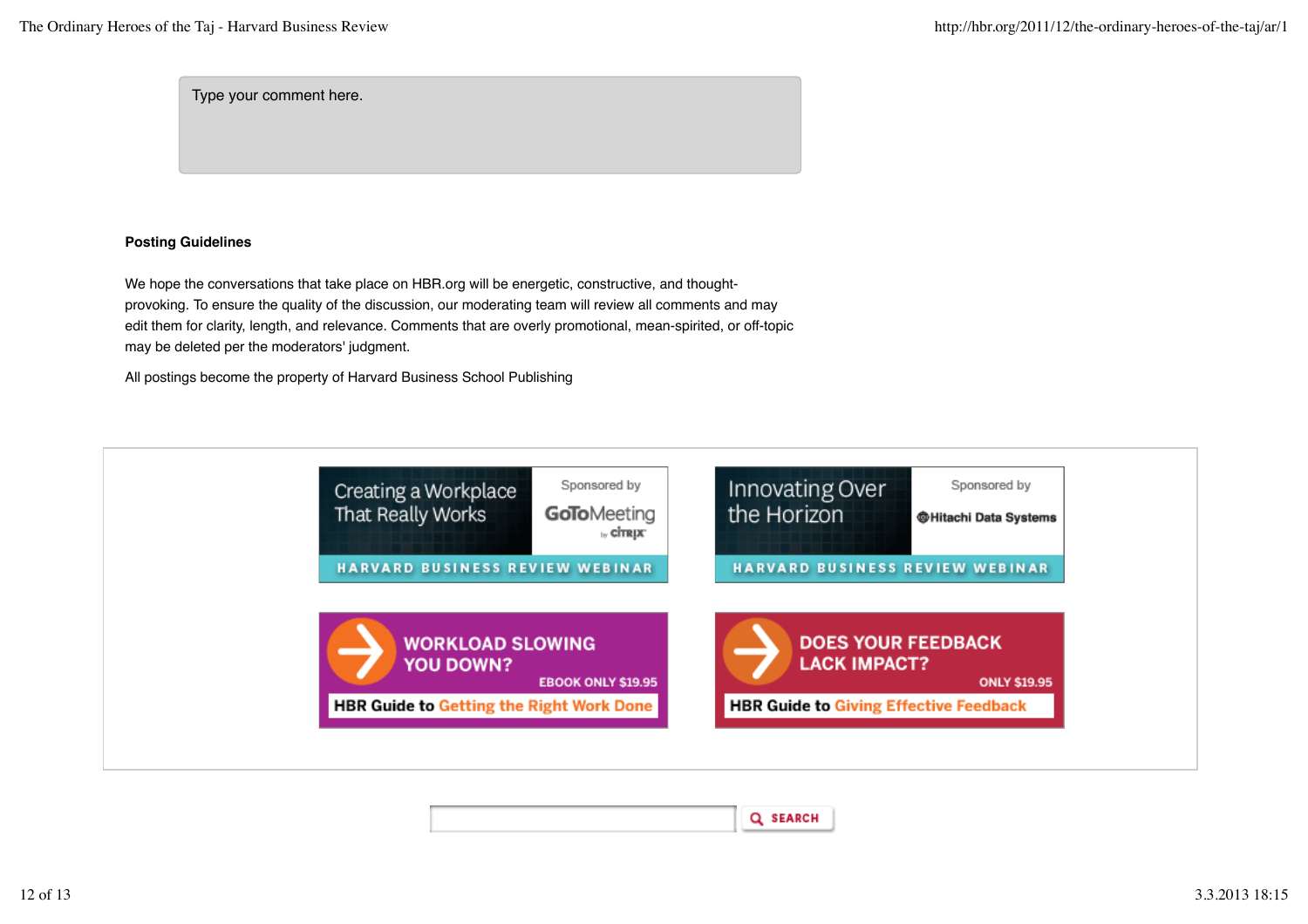Type your comment here.

**Posting Guidelines**

We hope the conversations that take place on HBR.org will be energetic, constructive, and thought-provoking. To ensure the quality of the discussion, our moderating team will review all comments and may edit them for clarity, length, and relevance. Comments that are overly promotional, mean-spirited, or off-topic may be deleted per the moderators' judgment.

All postings become the property of Harvard Business School Publishing

Creating a Workplace That Really Works
Sponsored by GoToMeeting by citrix
HARVARD BUSINESS REVIEW WEBINAR

Innovating Over the Horizon
Sponsored by Hitachi Data Systems
HARVARD BUSINESS REVIEW WEBINAR

WORKLOAD SLOWING YOU DOWN?
EBOOK ONLY $19.95
HBR Guide to Getting the Right Work Done

DOES YOUR FEEDBACK LACK IMPACT?
ONLY $19.95
HBR Guide to Giving Effective Feedback

SEARCH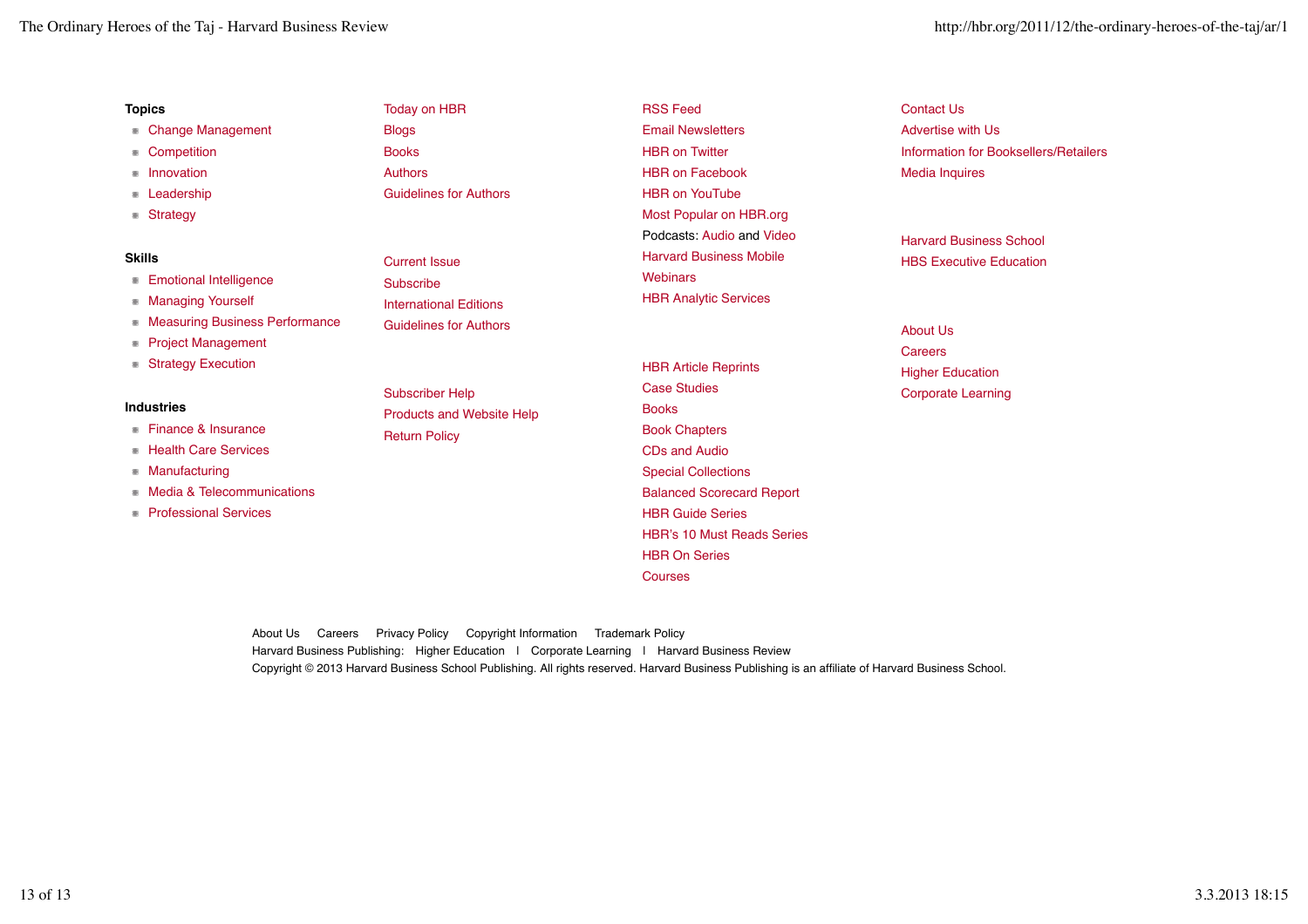**Topics**

- Change Management
- Competition
- Innovation
- Leadership
- Strategy

**Skills**

- Emotional Intelligence
- Managing Yourself
- Measuring Business Performance
- Project Management
- Strategy Execution

**Industries**

- Finance & Insurance
- Health Care Services
- Manufacturing
- Media & Telecommunications
- Professional Services

Today on HBR
Blogs
Books
Authors
Guidelines for Authors

Current Issue
Subscribe
International Editions
Guidelines for Authors

Subscriber Help
Products and Website Help
Return Policy

RSS Feed
Email Newsletters
HBR on Twitter
HBR on Facebook
HBR on YouTube
Most Popular on HBR.org
Podcasts: Audio and Video
Harvard Business Mobile
Webinars
HBR Analytic Services

HBR Article Reprints
Case Studies
Books
Book Chapters
CDs and Audio
Special Collections
Balanced Scorecard Report
HBR Guide Series
HBR's 10 Must Reads Series
HBR On Series
Courses

Contact Us
Advertise with Us
Information for Booksellers/Retailers
Media Inquires

Harvard Business School
HBS Executive Education

About Us
Careers
Higher Education
Corporate Learning

About Us Careers Privacy Policy Copyright Information Trademark Policy
Harvard Business Publishing: Higher Education | Corporate Learning | Harvard Business Review
Copyright © 2013 Harvard Business School Publishing. All rights reserved. Harvard Business Publishing is an affiliate of Harvard Business School.